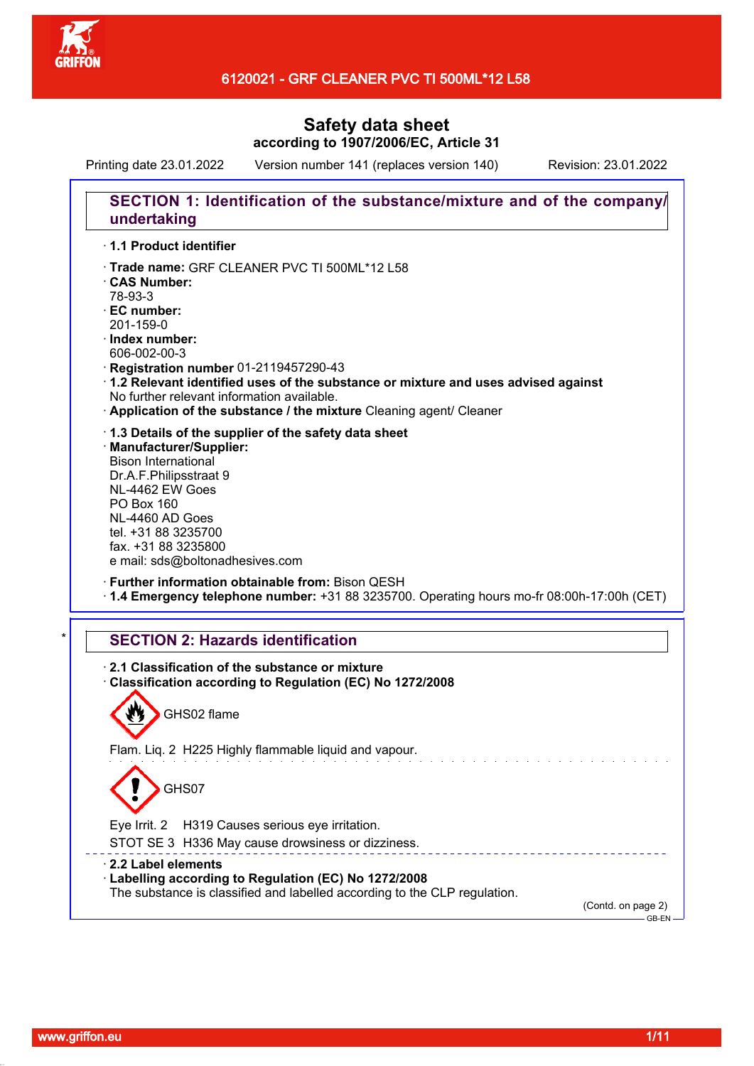6120021 - GRF CLEANER PVC TI 500ML*12 L58

# Safety data sheet
**according to 1907/2006/EC, Article 31**

Printing date 23.01.2022 Version number 141 (replaces version 140) Revision: 23.01.2022

## SECTION 1: Identification of the substance/mixture and of the company/ undertaking

· **1.1 Product identifier**

· **Trade name:** GRF CLEANER PVC TI 500ML*12 L58
· **CAS Number:**
78-93-3
· **EC number:**
201-159-0
· **Index number:**
606-002-00-3
· **Registration number** 01-2119457290-43
· **1.2 Relevant identified uses of the substance or mixture and uses advised against**
No further relevant information available.
· **Application of the substance / the mixture** Cleaning agent/ Cleaner

· **1.3 Details of the supplier of the safety data sheet**
· **Manufacturer/Supplier:**
Bison International
Dr.A.F.Philipsstraat 9
NL-4462 EW Goes
PO Box 160
NL-4460 AD Goes
tel. +31 88 3235700
fax. +31 88 3235800
e mail: sds@boltonadhesives.com

· **Further information obtainable from:** Bison QESH
· **1.4 Emergency telephone number:** +31 88 3235700. Operating hours mo-fr 08:00h-17:00h (CET)

## SECTION 2: Hazards identification

· **2.1 Classification of the substance or mixture**
· **Classification according to Regulation (EC) No 1272/2008**

GHS02 flame

Flam. Liq. 2 H225 Highly flammable liquid and vapour.

GHS07

Eye Irrit. 2 H319 Causes serious eye irritation.
STOT SE 3 H336 May cause drowsiness or dizziness.

· **2.2 Label elements**
· **Labelling according to Regulation (EC) No 1272/2008**
The substance is classified and labelled according to the CLP regulation.

(Contd. on page 2)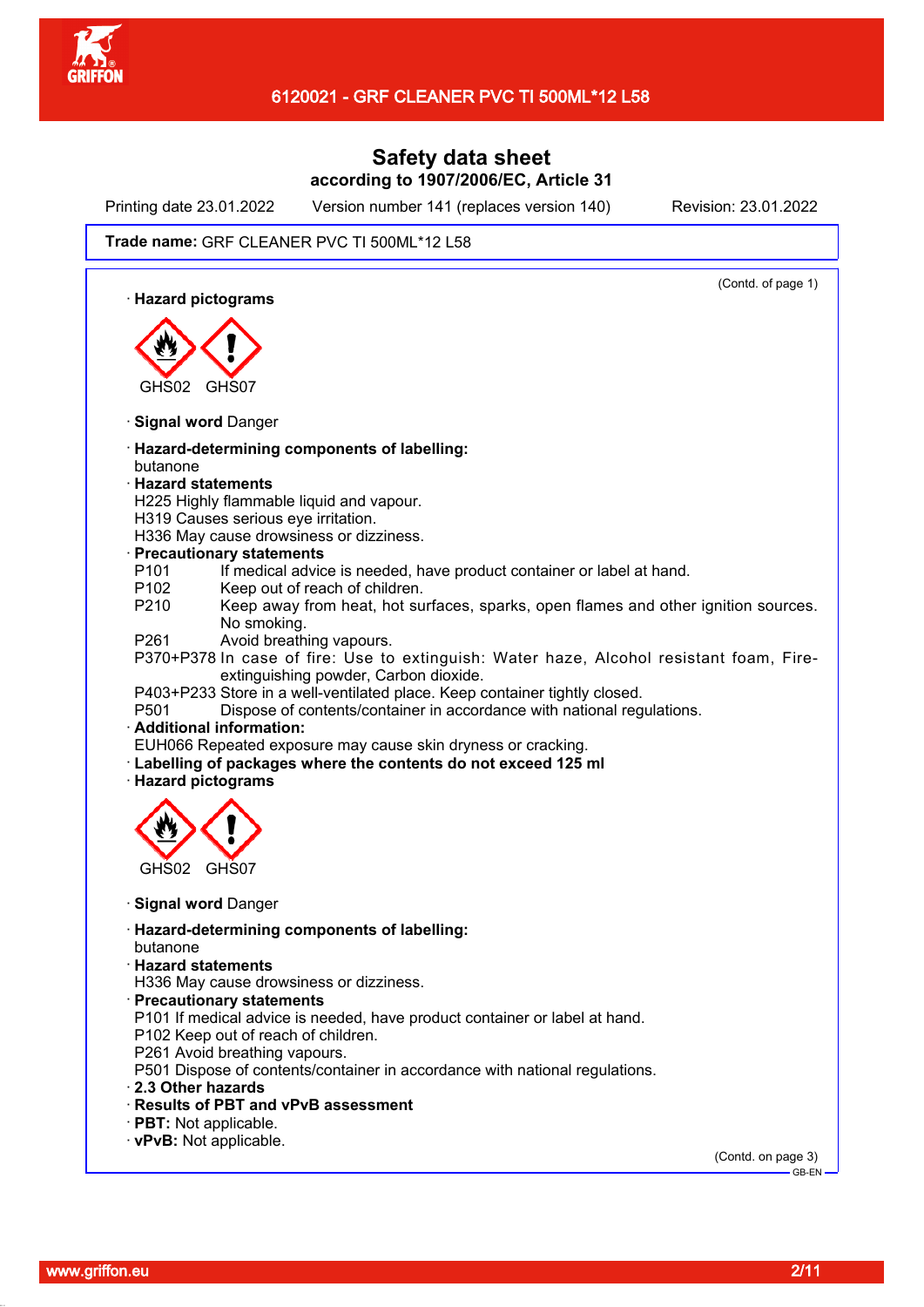Safety data sheet
according to 1907/2006/EC, Article 31

Printing date 23.01.2022 Version number 141 (replaces version 140) Revision: 23.01.2022

**Trade name:** GRF CLEANER PVC TI 500ML*12 L58

(Contd. of page 1)

· **Hazard pictograms**

GHS02 GHS07

· **Signal word** Danger

· **Hazard-determining components of labelling:**
butanone

· **Hazard statements**
H225 Highly flammable liquid and vapour.
H319 Causes serious eye irritation.
H336 May cause drowsiness or dizziness.

· **Precautionary statements**
P101 If medical advice is needed, have product container or label at hand.
P102 Keep out of reach of children.
P210 Keep away from heat, hot surfaces, sparks, open flames and other ignition sources. No smoking.
P261 Avoid breathing vapours.
P370+P378 In case of fire: Use to extinguish: Water haze, Alcohol resistant foam, Fire-extinguishing powder, Carbon dioxide.
P403+P233 Store in a well-ventilated place. Keep container tightly closed.
P501 Dispose of contents/container in accordance with national regulations.

· **Additional information:**
EUH066 Repeated exposure may cause skin dryness or cracking.

· **Labelling of packages where the contents do not exceed 125 ml**

· **Hazard pictograms**

GHS02 GHS07

· **Signal word** Danger

· **Hazard-determining components of labelling:**
butanone

· **Hazard statements**
H336 May cause drowsiness or dizziness.

· **Precautionary statements**
P101 If medical advice is needed, have product container or label at hand.
P102 Keep out of reach of children.
P261 Avoid breathing vapours.
P501 Dispose of contents/container in accordance with national regulations.

· **2.3 Other hazards**

· **Results of PBT and vPvB assessment**

· **PBT:** Not applicable.

· **vPvB:** Not applicable.

(Contd. on page 3)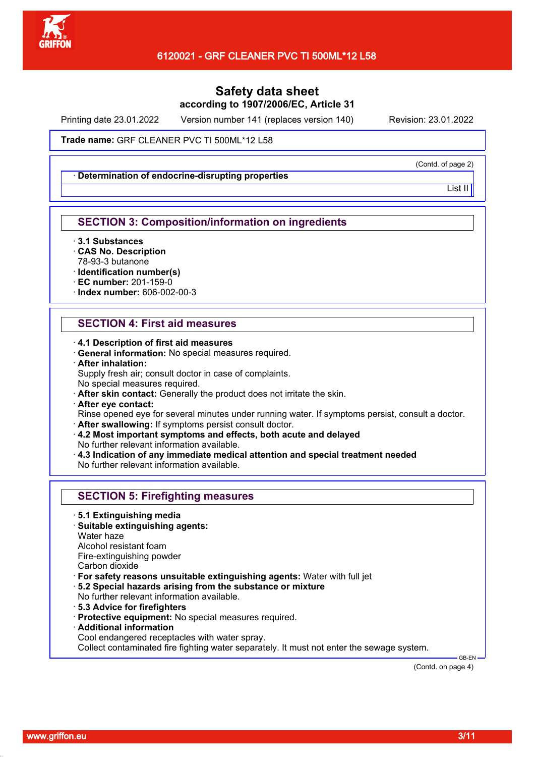**Trade name:** GRF CLEANER PVC TI 500ML*12 L58

(Contd. of page 2)

· **Determination of endocrine-disrupting properties**

List II

## SECTION 3: Composition/information on ingredients

· **3.1 Substances**
· **CAS No. Description**
78-93-3 butanone
· **Identification number(s)**
· **EC number:** 201-159-0
· **Index number:** 606-002-00-3

## SECTION 4: First aid measures

· **4.1 Description of first aid measures**
· **General information:** No special measures required.
· **After inhalation:**
Supply fresh air; consult doctor in case of complaints.
No special measures required.
· **After skin contact:** Generally the product does not irritate the skin.
· **After eye contact:**
Rinse opened eye for several minutes under running water. If symptoms persist, consult a doctor.
· **After swallowing:** If symptoms persist consult doctor.
· **4.2 Most important symptoms and effects, both acute and delayed**
No further relevant information available.
· **4.3 Indication of any immediate medical attention and special treatment needed**
No further relevant information available.

## SECTION 5: Firefighting measures

· **5.1 Extinguishing media**
· **Suitable extinguishing agents:**
Water haze
Alcohol resistant foam
Fire-extinguishing powder
Carbon dioxide
· **For safety reasons unsuitable extinguishing agents:** Water with full jet
· **5.2 Special hazards arising from the substance or mixture**
No further relevant information available.
· **5.3 Advice for firefighters**
· **Protective equipment:** No special measures required.
· **Additional information**
Cool endangered receptacles with water spray.
Collect contaminated fire fighting water separately. It must not enter the sewage system.

(Contd. on page 4)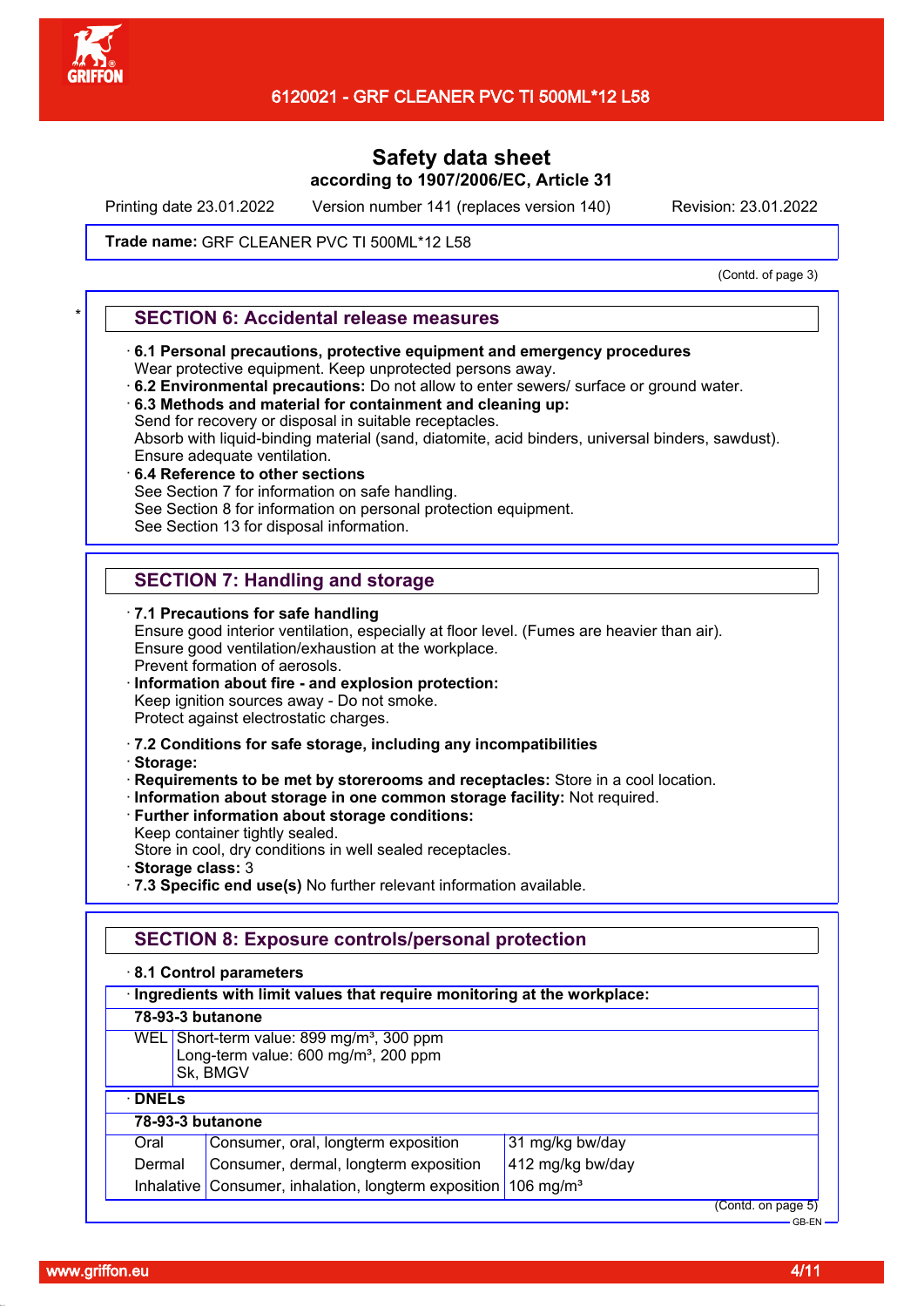Trade name: GRF CLEANER PVC TI 500ML*12 L58

(Contd. of page 3)

## SECTION 6: Accidental release measures

· **6.1 Personal precautions, protective equipment and emergency procedures**
Wear protective equipment. Keep unprotected persons away.
· **6.2 Environmental precautions:** Do not allow to enter sewers/ surface or ground water.
· **6.3 Methods and material for containment and cleaning up:**
Send for recovery or disposal in suitable receptacles.
Absorb with liquid-binding material (sand, diatomite, acid binders, universal binders, sawdust).
Ensure adequate ventilation.
· **6.4 Reference to other sections**
See Section 7 for information on safe handling.
See Section 8 for information on personal protection equipment.
See Section 13 for disposal information.

## SECTION 7: Handling and storage

· **7.1 Precautions for safe handling**
Ensure good interior ventilation, especially at floor level. (Fumes are heavier than air).
Ensure good ventilation/exhaustion at the workplace.
Prevent formation of aerosols.
· **Information about fire - and explosion protection:**
Keep ignition sources away - Do not smoke.
Protect against electrostatic charges.

· **7.2 Conditions for safe storage, including any incompatibilities**
· **Storage:**
· **Requirements to be met by storerooms and receptacles:** Store in a cool location.
· **Information about storage in one common storage facility:** Not required.
· **Further information about storage conditions:**
Keep container tightly sealed.
Store in cool, dry conditions in well sealed receptacles.
· **Storage class:** 3
· **7.3 Specific end use(s)** No further relevant information available.

## SECTION 8: Exposure controls/personal protection

· **8.1 Control parameters**

· **Ingredients with limit values that require monitoring at the workplace:**

| **78-93-3 butanone** | |
|---|---|
| WEL | Short-term value: 899 mg/m³, 300 ppm<br>Long-term value: 600 mg/m³, 200 ppm<br>Sk, BMGV |

· **DNELs**

| **78-93-3 butanone** | | |
|---|---|---|
| Oral | Consumer, oral, longterm exposition | 31 mg/kg bw/day |
| Dermal | Consumer, dermal, longterm exposition | 412 mg/kg bw/day |
| Inhalative | Consumer, inhalation, longterm exposition | 106 mg/m³ |

(Contd. on page 5)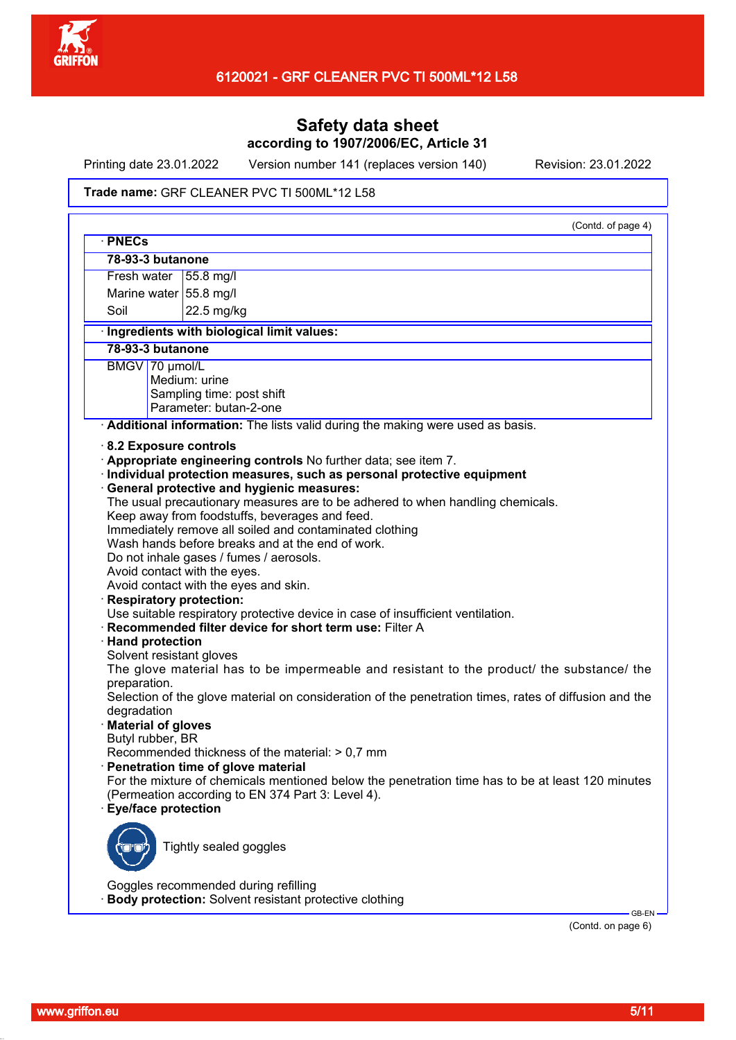Safety data sheet
according to 1907/2006/EC, Article 31

Printing date 23.01.2022 Version number 141 (replaces version 140) Revision: 23.01.2022

**Trade name:** GRF CLEANER PVC TI 500ML*12 L58

(Contd. of page 4)

· **PNECs**

| **78-93-3 butanone** | |
|---|---|
| Fresh water | 55.8 mg/l |
| Marine water | 55.8 mg/l |
| Soil | 22.5 mg/kg |

· **Ingredients with biological limit values:**

| **78-93-3 butanone** | |
|---|---|
| BMGV | 70 µmol/L<br>Medium: urine<br>Sampling time: post shift<br>Parameter: butan-2-one |

· **Additional information:** The lists valid during the making were used as basis.

· **8.2 Exposure controls**
· **Appropriate engineering controls** No further data; see item 7.
· **Individual protection measures, such as personal protective equipment**
· **General protective and hygienic measures:**
The usual precautionary measures are to be adhered to when handling chemicals.
Keep away from foodstuffs, beverages and feed.
Immediately remove all soiled and contaminated clothing
Wash hands before breaks and at the end of work.
Do not inhale gases / fumes / aerosols.
Avoid contact with the eyes.
Avoid contact with the eyes and skin.
· **Respiratory protection:**
Use suitable respiratory protective device in case of insufficient ventilation.
· **Recommended filter device for short term use:** Filter A
· **Hand protection**
Solvent resistant gloves
The glove material has to be impermeable and resistant to the product/ the substance/ the preparation.
Selection of the glove material on consideration of the penetration times, rates of diffusion and the degradation
· **Material of gloves**
Butyl rubber, BR
Recommended thickness of the material: > 0,7 mm
· **Penetration time of glove material**
For the mixture of chemicals mentioned below the penetration time has to be at least 120 minutes (Permeation according to EN 374 Part 3: Level 4).
· **Eye/face protection**

Tightly sealed goggles

Goggles recommended during refilling
· **Body protection:** Solvent resistant protective clothing

(Contd. on page 6)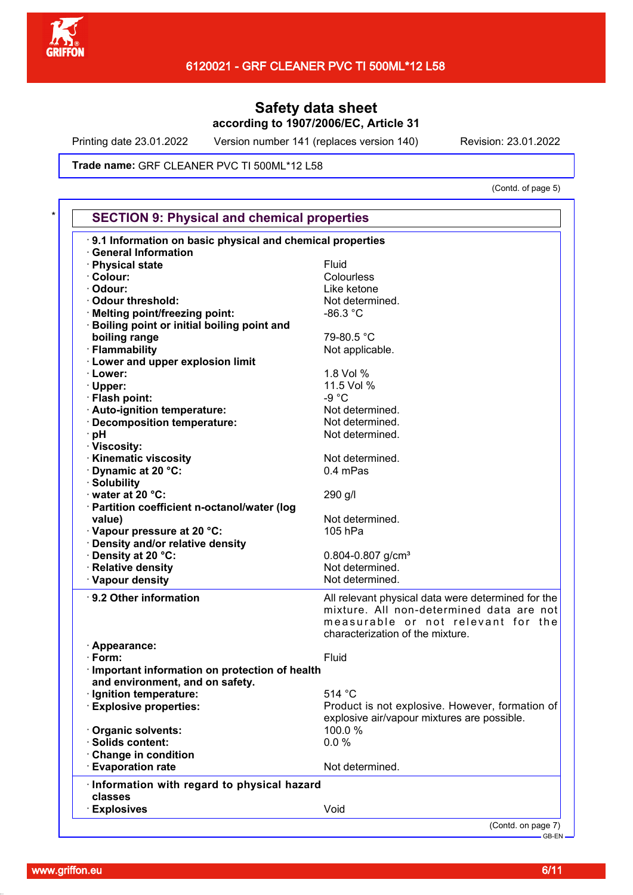# Safety data sheet

**according to 1907/2006/EC, Article 31**

Printing date 23.01.2022 | Version number 141 (replaces version 140) | Revision: 23.01.2022

**Trade name:** GRF CLEANER PVC TI 500ML*12 L58

(Contd. of page 5)

## SECTION 9: Physical and chemical properties

| | |
|---|---|
| · **9.1 Information on basic physical and chemical properties** | |
| · **General Information** | |
| · **Physical state** | Fluid |
| · **Colour:** | Colourless |
| · **Odour:** | Like ketone |
| · **Odour threshold:** | Not determined. |
| · **Melting point/freezing point:** | -86.3 °C |
| · **Boiling point or initial boiling point and boiling range** | 79-80.5 °C |
| · **Flammability** | Not applicable. |
| · **Lower and upper explosion limit** | |
| · **Lower:** | 1.8 Vol % |
| · **Upper:** | 11.5 Vol % |
| · **Flash point:** | -9 °C |
| · **Auto-ignition temperature:** | Not determined. |
| · **Decomposition temperature:** | Not determined. |
| · **pH** | Not determined. |
| · **Viscosity:** | |
| · **Kinematic viscosity** | Not determined. |
| · **Dynamic at 20 °C:** | 0.4 mPas |
| · **Solubility** | |
| · **water at 20 °C:** | 290 g/l |
| · **Partition coefficient n-octanol/water (log value)** | Not determined. |
| · **Vapour pressure at 20 °C:** | 105 hPa |
| · **Density and/or relative density** | |
| · **Density at 20 °C:** | 0.804-0.807 g/cm³ |
| · **Relative density** | Not determined. |
| · **Vapour density** | Not determined. |

| | |
|---|---|
| · **9.2 Other information** | All relevant physical data were determined for the mixture. All non-determined data are not measurable or not relevant for the characterization of the mixture. |
| · **Appearance:** | |
| · **Form:** | Fluid |
| · **Important information on protection of health and environment, and on safety.** | |
| · **Ignition temperature:** | 514 °C |
| · **Explosive properties:** | Product is not explosive. However, formation of explosive air/vapour mixtures are possible. |
| · **Organic solvents:** | 100.0 % |
| · **Solids content:** | 0.0 % |
| · **Change in condition** | |
| · **Evaporation rate** | Not determined. |

| | |
|---|---|
| · **Information with regard to physical hazard classes** | |
| · **Explosives** | Void |

(Contd. on page 7)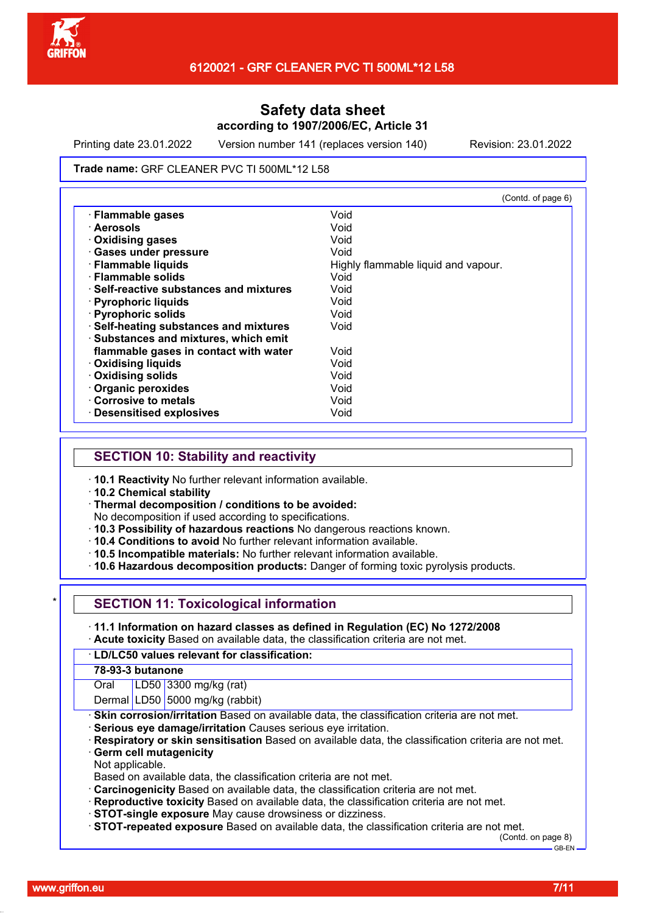**Trade name:** GRF CLEANER PVC TI 500ML*12 L58

(Contd. of page 6)

| | |
|---|---|
| · **Flammable gases** | Void |
| · **Aerosols** | Void |
| · **Oxidising gases** | Void |
| · **Gases under pressure** | Void |
| · **Flammable liquids** | Highly flammable liquid and vapour. |
| · **Flammable solids** | Void |
| · **Self-reactive substances and mixtures** | Void |
| · **Pyrophoric liquids** | Void |
| · **Pyrophoric solids** | Void |
| · **Self-heating substances and mixtures** | Void |
| · **Substances and mixtures, which emit flammable gases in contact with water** | Void |
| · **Oxidising liquids** | Void |
| · **Oxidising solids** | Void |
| · **Organic peroxides** | Void |
| · **Corrosive to metals** | Void |
| · **Desensitised explosives** | Void |

## SECTION 10: Stability and reactivity

· **10.1 Reactivity** No further relevant information available.
· **10.2 Chemical stability**
· **Thermal decomposition / conditions to be avoided:**
No decomposition if used according to specifications.
· **10.3 Possibility of hazardous reactions** No dangerous reactions known.
· **10.4 Conditions to avoid** No further relevant information available.
· **10.5 Incompatible materials:** No further relevant information available.
· **10.6 Hazardous decomposition products:** Danger of forming toxic pyrolysis products.

\*

## SECTION 11: Toxicological information

· **11.1 Information on hazard classes as defined in Regulation (EC) No 1272/2008**
· **Acute toxicity** Based on available data, the classification criteria are not met.

| · **LD/LC50 values relevant for classification:** | | |
|---|---|---|
| **78-93-3 butanone** | | |
| Oral | LD50 | 3300 mg/kg (rat) |
| Dermal | LD50 | 5000 mg/kg (rabbit) |

· **Skin corrosion/irritation** Based on available data, the classification criteria are not met.
· **Serious eye damage/irritation** Causes serious eye irritation.
· **Respiratory or skin sensitisation** Based on available data, the classification criteria are not met.
· **Germ cell mutagenicity**
Not applicable.
Based on available data, the classification criteria are not met.
· **Carcinogenicity** Based on available data, the classification criteria are not met.
· **Reproductive toxicity** Based on available data, the classification criteria are not met.
· **STOT-single exposure** May cause drowsiness or dizziness.
· **STOT-repeated exposure** Based on available data, the classification criteria are not met.

(Contd. on page 8)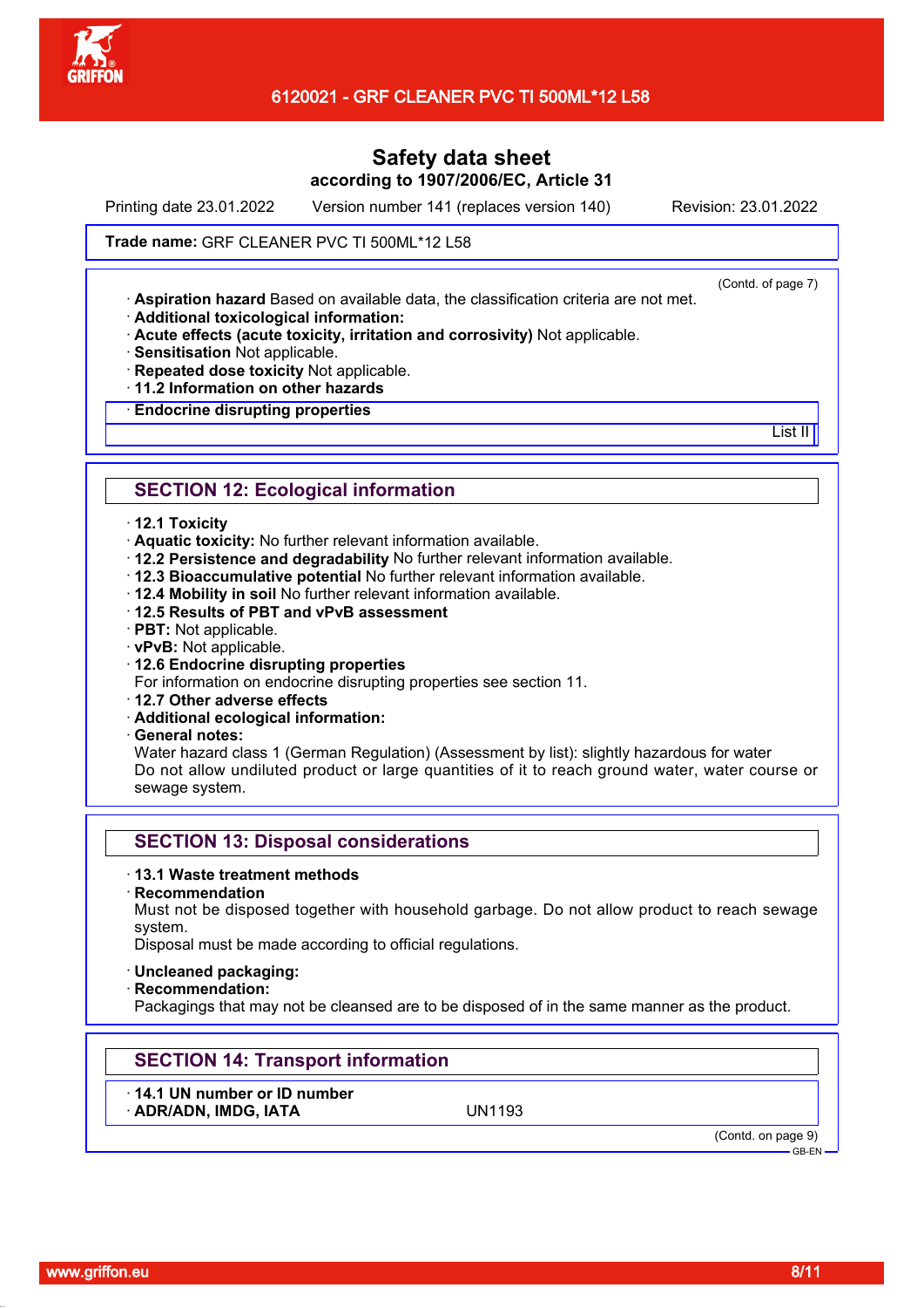# Safety data sheet

**according to 1907/2006/EC, Article 31**

Printing date 23.01.2022 | Version number 141 (replaces version 140) | Revision: 23.01.2022

**Trade name:** GRF CLEANER PVC TI 500ML*12 L58

(Contd. of page 7)

- **Aspiration hazard** Based on available data, the classification criteria are not met.
- **Additional toxicological information:**
- **Acute effects (acute toxicity, irritation and corrosivity)** Not applicable.
- **Sensitisation** Not applicable.
- **Repeated dose toxicity** Not applicable.
- **11.2 Information on other hazards**
- **Endocrine disrupting properties**

List II

## SECTION 12: Ecological information

- **12.1 Toxicity**
- **Aquatic toxicity:** No further relevant information available.
- **12.2 Persistence and degradability** No further relevant information available.
- **12.3 Bioaccumulative potential** No further relevant information available.
- **12.4 Mobility in soil** No further relevant information available.
- **12.5 Results of PBT and vPvB assessment**
- **PBT:** Not applicable.
- **vPvB:** Not applicable.
- **12.6 Endocrine disrupting properties**
  For information on endocrine disrupting properties see section 11.
- **12.7 Other adverse effects**
- **Additional ecological information:**
- **General notes:**
  Water hazard class 1 (German Regulation) (Assessment by list): slightly hazardous for water
  Do not allow undiluted product or large quantities of it to reach ground water, water course or sewage system.

## SECTION 13: Disposal considerations

- **13.1 Waste treatment methods**
- **Recommendation**
  Must not be disposed together with household garbage. Do not allow product to reach sewage system.
  Disposal must be made according to official regulations.

- **Uncleaned packaging:**
- **Recommendation:**
  Packagings that may not be cleansed are to be disposed of in the same manner as the product.

## SECTION 14: Transport information

- **14.1 UN number or ID number**
- **ADR/ADN, IMDG, IATA** UN1193

(Contd. on page 9)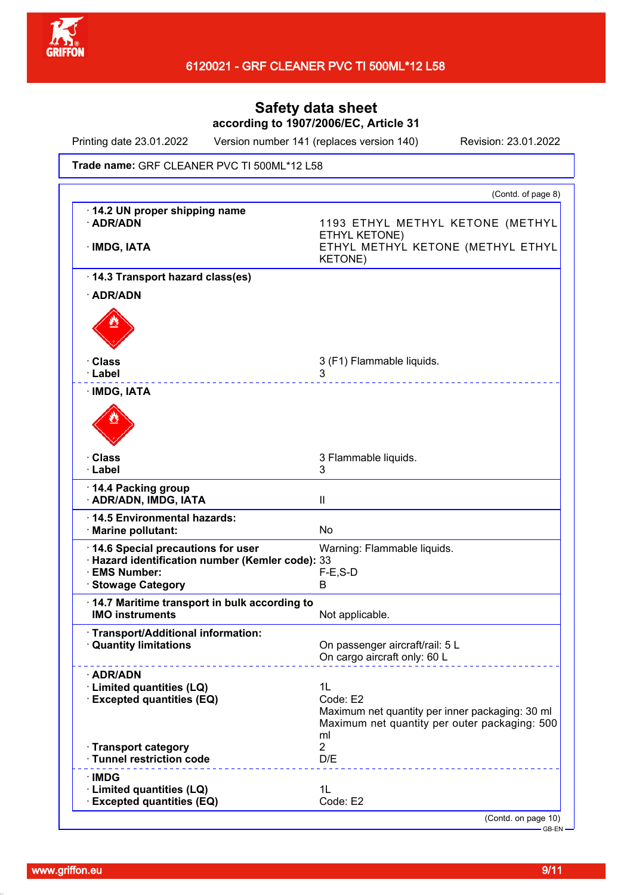# Safety data sheet

**according to 1907/2006/EC, Article 31**

Printing date 23.01.2022 Version number 141 (replaces version 140) Revision: 23.01.2022

**Trade name:** GRF CLEANER PVC TI 500ML*12 L58

(Contd. of page 8)

| | |
|---|---|
| **· 14.2 UN proper shipping name** | |
| **· ADR/ADN** | 1193 ETHYL METHYL KETONE (METHYL ETHYL KETONE) |
| **· IMDG, IATA** | ETHYL METHYL KETONE (METHYL ETHYL KETONE) |
| **· 14.3 Transport hazard class(es)** | |
| **· ADR/ADN** | |
| **· Class** | 3 (F1) Flammable liquids. |
| **· Label** | 3 |
| **· IMDG, IATA** | |
| **· Class** | 3 Flammable liquids. |
| **· Label** | 3 |
| **· 14.4 Packing group** | |
| **· ADR/ADN, IMDG, IATA** | II |
| **· 14.5 Environmental hazards:** | |
| **· Marine pollutant:** | No |
| **· 14.6 Special precautions for user** | Warning: Flammable liquids. |
| **· Hazard identification number (Kemler code):** | 33 |
| **· EMS Number:** | F-E,S-D |
| **· Stowage Category** | B |
| **· 14.7 Maritime transport in bulk according to IMO instruments** | Not applicable. |
| **· Transport/Additional information:** | |
| **· Quantity limitations** | On passenger aircraft/rail: 5 L<br>On cargo aircraft only: 60 L |
| **· ADR/ADN** | |
| **· Limited quantities (LQ)** | 1L |
| **· Excepted quantities (EQ)** | Code: E2<br>Maximum net quantity per inner packaging: 30 ml<br>Maximum net quantity per outer packaging: 500 ml |
| **· Transport category** | 2 |
| **· Tunnel restriction code** | D/E |
| **· IMDG** | |
| **· Limited quantities (LQ)** | 1L |
| **· Excepted quantities (EQ)** | Code: E2 |

(Contd. on page 10)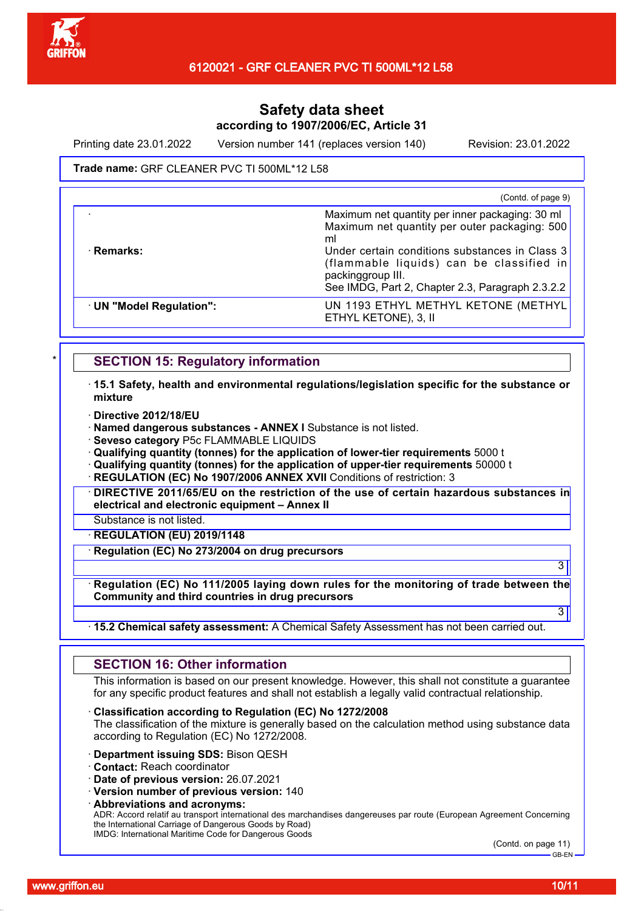Safety data sheet
according to 1907/2006/EC, Article 31

Printing date 23.01.2022 Version number 141 (replaces version 140) Revision: 23.01.2022

**Trade name:** GRF CLEANER PVC TI 500ML*12 L58

(Contd. of page 9)

| | |
|---|---|
| · | Maximum net quantity per inner packaging: 30 ml<br>Maximum net quantity per outer packaging: 500 ml |
| · **Remarks:** | Under certain conditions substances in Class 3 (flammable liquids) can be classified in packinggroup III.<br>See IMDG, Part 2, Chapter 2.3, Paragraph 2.3.2.2 |
| · **UN "Model Regulation":** | UN 1193 ETHYL METHYL KETONE (METHYL ETHYL KETONE), 3, II |

## SECTION 15: Regulatory information

· **15.1 Safety, health and environmental regulations/legislation specific for the substance or mixture**

· **Directive 2012/18/EU**
· **Named dangerous substances - ANNEX I** Substance is not listed.
· **Seveso category** P5c FLAMMABLE LIQUIDS
· **Qualifying quantity (tonnes) for the application of lower-tier requirements** 5000 t
· **Qualifying quantity (tonnes) for the application of upper-tier requirements** 50000 t
· **REGULATION (EC) No 1907/2006 ANNEX XVII** Conditions of restriction: 3
· **DIRECTIVE 2011/65/EU on the restriction of the use of certain hazardous substances in electrical and electronic equipment – Annex II**

Substance is not listed.

· **REGULATION (EU) 2019/1148**
· **Regulation (EC) No 273/2004 on drug precursors**

3

· **Regulation (EC) No 111/2005 laying down rules for the monitoring of trade between the Community and third countries in drug precursors**

3

· **15.2 Chemical safety assessment:** A Chemical Safety Assessment has not been carried out.

## SECTION 16: Other information

This information is based on our present knowledge. However, this shall not constitute a guarantee for any specific product features and shall not establish a legally valid contractual relationship.

· **Classification according to Regulation (EC) No 1272/2008**
The classification of the mixture is generally based on the calculation method using substance data according to Regulation (EC) No 1272/2008.

· **Department issuing SDS:** Bison QESH
· **Contact:** Reach coordinator
· **Date of previous version:** 26.07.2021
· **Version number of previous version:** 140
· **Abbreviations and acronyms:**
ADR: Accord relatif au transport international des marchandises dangereuses par route (European Agreement Concerning the International Carriage of Dangerous Goods by Road)
IMDG: International Maritime Code for Dangerous Goods

(Contd. on page 11)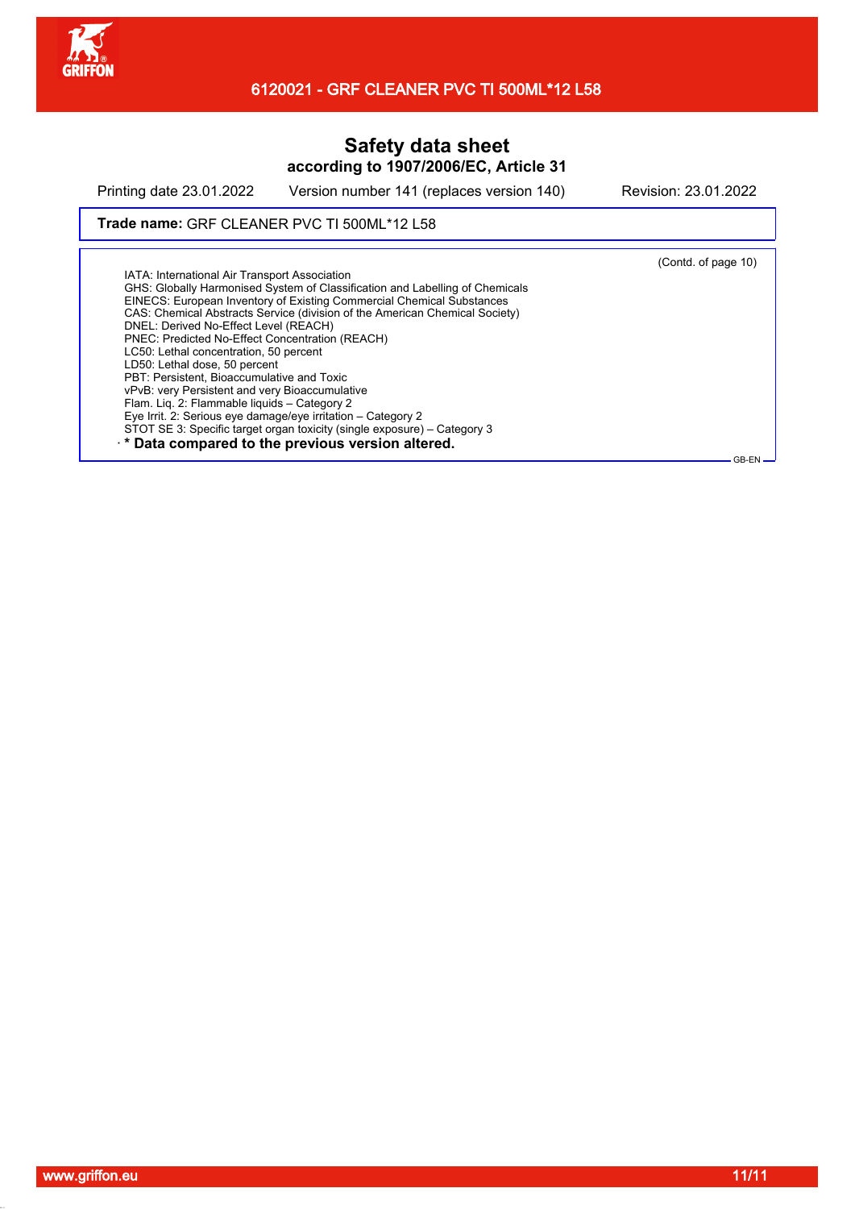# Safety data sheet

**according to 1907/2006/EC, Article 31**

Printing date 23.01.2022 Version number 141 (replaces version 140) Revision: 23.01.2022

**Trade name:** GRF CLEANER PVC TI 500ML*12 L58

(Contd. of page 10)

IATA: International Air Transport Association
GHS: Globally Harmonised System of Classification and Labelling of Chemicals
EINECS: European Inventory of Existing Commercial Chemical Substances
CAS: Chemical Abstracts Service (division of the American Chemical Society)
DNEL: Derived No-Effect Level (REACH)
PNEC: Predicted No-Effect Concentration (REACH)
LC50: Lethal concentration, 50 percent
LD50: Lethal dose, 50 percent
PBT: Persistent, Bioaccumulative and Toxic
vPvB: very Persistent and very Bioaccumulative
Flam. Liq. 2: Flammable liquids – Category 2
Eye Irrit. 2: Serious eye damage/eye irritation – Category 2
STOT SE 3: Specific target organ toxicity (single exposure) – Category 3

· **\* Data compared to the previous version altered.**

GB-EN